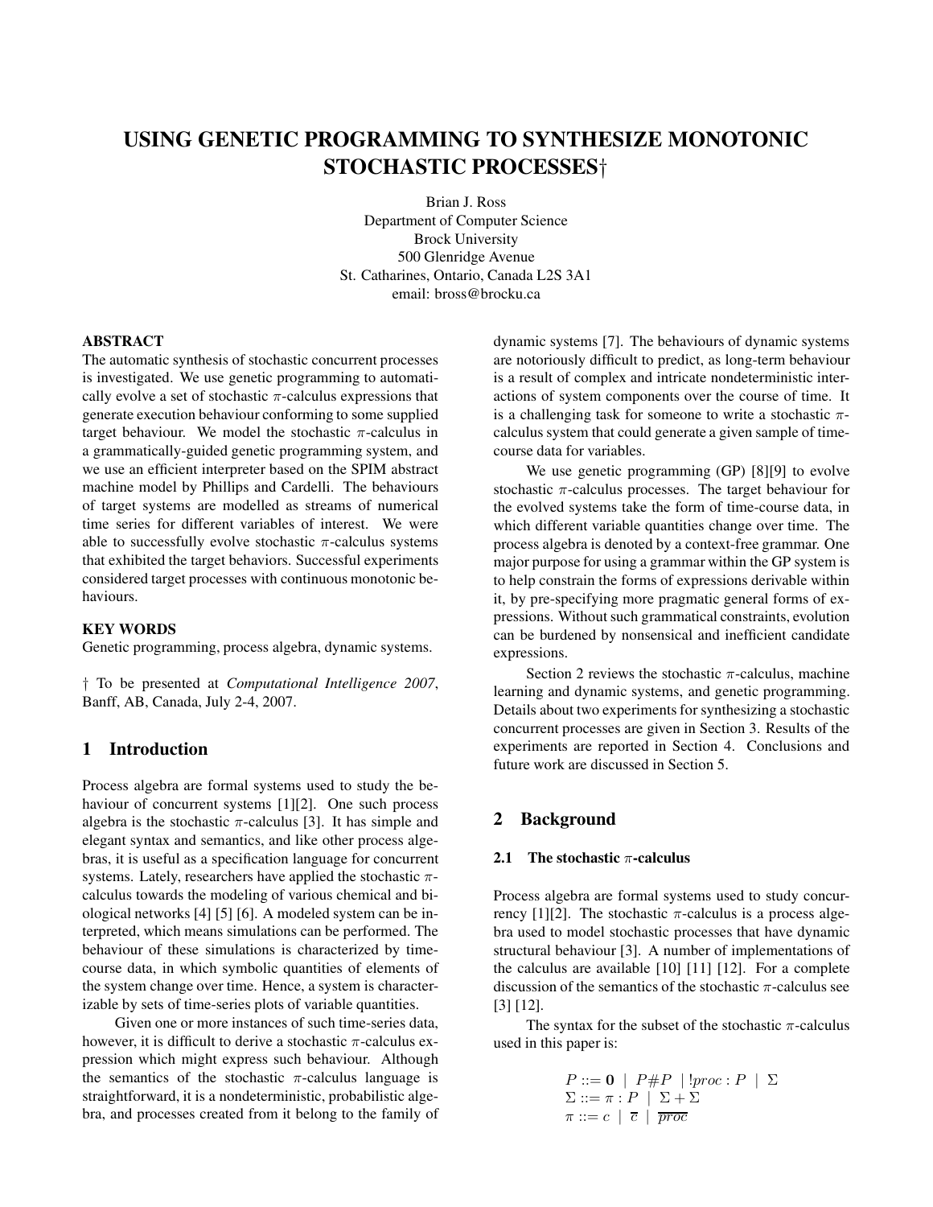# USING GENETIC PROGRAMMING TO SYNTHESIZE MONOTONIC STOCHASTIC PROCESSES†

Brian J. Ross
Department of Computer Science
Brock University
500 Glenridge Avenue
St. Catharines, Ontario, Canada L2S 3A1
email: bross@brocku.ca

## ABSTRACT

The automatic synthesis of stochastic concurrent processes is investigated. We use genetic programming to automatically evolve a set of stochastic $\pi$-calculus expressions that generate execution behaviour conforming to some supplied target behaviour. We model the stochastic $\pi$-calculus in a grammatically-guided genetic programming system, and we use an efficient interpreter based on the SPIM abstract machine model by Phillips and Cardelli. The behaviours of target systems are modelled as streams of numerical time series for different variables of interest. We were able to successfully evolve stochastic $\pi$-calculus systems that exhibited the target behaviors. Successful experiments considered target processes with continuous monotonic behaviours.

## KEY WORDS

Genetic programming, process algebra, dynamic systems.

† To be presented at *Computational Intelligence 2007*, Banff, AB, Canada, July 2-4, 2007.

## 1 Introduction

Process algebra are formal systems used to study the behaviour of concurrent systems [1][2]. One such process algebra is the stochastic $\pi$-calculus [3]. It has simple and elegant syntax and semantics, and like other process algebras, it is useful as a specification language for concurrent systems. Lately, researchers have applied the stochastic $\pi$-calculus towards the modeling of various chemical and biological networks [4] [5] [6]. A modeled system can be interpreted, which means simulations can be performed. The behaviour of these simulations is characterized by time-course data, in which symbolic quantities of elements of the system change over time. Hence, a system is characterizable by sets of time-series plots of variable quantities.

Given one or more instances of such time-series data, however, it is difficult to derive a stochastic $\pi$-calculus expression which might express such behaviour. Although the semantics of the stochastic $\pi$-calculus language is straightforward, it is a nondeterministic, probabilistic algebra, and processes created from it belong to the family of dynamic systems [7]. The behaviours of dynamic systems are notoriously difficult to predict, as long-term behaviour is a result of complex and intricate nondeterministic interactions of system components over the course of time. It is a challenging task for someone to write a stochastic $\pi$-calculus system that could generate a given sample of time-course data for variables.

We use genetic programming (GP) [8][9] to evolve stochastic $\pi$-calculus processes. The target behaviour for the evolved systems take the form of time-course data, in which different variable quantities change over time. The process algebra is denoted by a context-free grammar. One major purpose for using a grammar within the GP system is to help constrain the forms of expressions derivable within it, by pre-specifying more pragmatic general forms of expressions. Without such grammatical constraints, evolution can be burdened by nonsensical and inefficient candidate expressions.

Section 2 reviews the stochastic $\pi$-calculus, machine learning and dynamic systems, and genetic programming. Details about two experiments for synthesizing a stochastic concurrent processes are given in Section 3. Results of the experiments are reported in Section 4. Conclusions and future work are discussed in Section 5.

## 2 Background

### 2.1 The stochastic $\pi$-calculus

Process algebra are formal systems used to study concurrency [1][2]. The stochastic $\pi$-calculus is a process algebra used to model stochastic processes that have dynamic structural behaviour [3]. A number of implementations of the calculus are available [10] [11] [12]. For a complete discussion of the semantics of the stochastic $\pi$-calculus see [3] [12].

The syntax for the subset of the stochastic $\pi$-calculus used in this paper is:

$$
\begin{array}{l}
P ::= \mathbf{0} \ \mid \ P\#P \ \mid !proc : P \ \mid \ \Sigma \\
\Sigma ::= \pi : P \ \mid \ \Sigma + \Sigma \\
\pi ::= c \ \mid \ \overline{c} \ \mid \ \overline{proc}
\end{array}
$$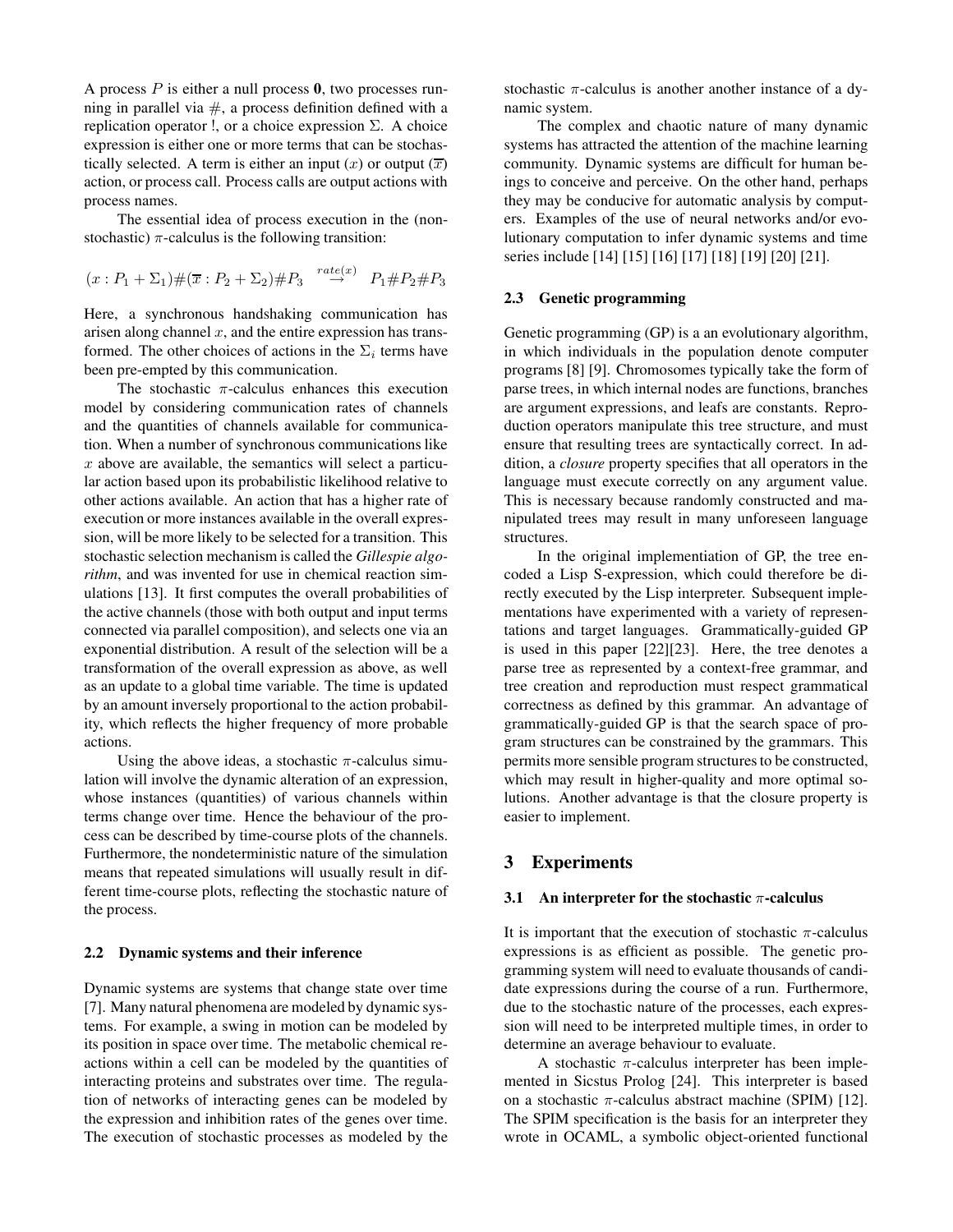A process $P$ is either a null process $\mathbf{0}$, two processes running in parallel via $\#$, a process definition defined with a replication operator !, or a choice expression $\Sigma$. A choice expression is either one or more terms that can be stochastically selected. A term is either an input $(x)$ or output $(\overline{x})$ action, or process call. Process calls are output actions with process names.

The essential idea of process execution in the (non-stochastic) $\pi$-calculus is the following transition:

$$(x : P_1 + \Sigma_1)\#(\overline{x} : P_2 + \Sigma_2)\#P_3 \overset{rate(x)}{\rightarrow} P_1\#P_2\#P_3$$

Here, a synchronous handshaking communication has arisen along channel $x$, and the entire expression has transformed. The other choices of actions in the $\Sigma_i$ terms have been pre-empted by this communication.

The stochastic $\pi$-calculus enhances this execution model by considering communication rates of channels and the quantities of channels available for communication. When a number of synchronous communications like $x$ above are available, the semantics will select a particular action based upon its probabilistic likelihood relative to other actions available. An action that has a higher rate of execution or more instances available in the overall expression, will be more likely to be selected for a transition. This stochastic selection mechanism is called the *Gillespie algorithm*, and was invented for use in chemical reaction simulations [13]. It first computes the overall probabilities of the active channels (those with both output and input terms connected via parallel composition), and selects one via an exponential distribution. A result of the selection will be a transformation of the overall expression as above, as well as an update to a global time variable. The time is updated by an amount inversely proportional to the action probability, which reflects the higher frequency of more probable actions.

Using the above ideas, a stochastic $\pi$-calculus simulation will involve the dynamic alteration of an expression, whose instances (quantities) of various channels within terms change over time. Hence the behaviour of the process can be described by time-course plots of the channels. Furthermore, the nondeterministic nature of the simulation means that repeated simulations will usually result in different time-course plots, reflecting the stochastic nature of the process.

### 2.2 Dynamic systems and their inference

Dynamic systems are systems that change state over time [7]. Many natural phenomena are modeled by dynamic systems. For example, a swing in motion can be modeled by its position in space over time. The metabolic chemical reactions within a cell can be modeled by the quantities of interacting proteins and substrates over time. The regulation of networks of interacting genes can be modeled by the expression and inhibition rates of the genes over time. The execution of stochastic processes as modeled by the stochastic $\pi$-calculus is another another instance of a dynamic system.

The complex and chaotic nature of many dynamic systems has attracted the attention of the machine learning community. Dynamic systems are difficult for human beings to conceive and perceive. On the other hand, perhaps they may be conducive for automatic analysis by computers. Examples of the use of neural networks and/or evolutionary computation to infer dynamic systems and time series include [14] [15] [16] [17] [18] [19] [20] [21].

### 2.3 Genetic programming

Genetic programming (GP) is a an evolutionary algorithm, in which individuals in the population denote computer programs [8] [9]. Chromosomes typically take the form of parse trees, in which internal nodes are functions, branches are argument expressions, and leafs are constants. Reproduction operators manipulate this tree structure, and must ensure that resulting trees are syntactically correct. In addition, a *closure* property specifies that all operators in the language must execute correctly on any argument value. This is necessary because randomly constructed and manipulated trees may result in many unforeseen language structures.

In the original implementiation of GP, the tree encoded a Lisp S-expression, which could therefore be directly executed by the Lisp interpreter. Subsequent implementations have experimented with a variety of representations and target languages. Grammatically-guided GP is used in this paper [22][23]. Here, the tree denotes a parse tree as represented by a context-free grammar, and tree creation and reproduction must respect grammatical correctness as defined by this grammar. An advantage of grammatically-guided GP is that the search space of program structures can be constrained by the grammars. This permits more sensible program structures to be constructed, which may result in higher-quality and more optimal solutions. Another advantage is that the closure property is easier to implement.

## 3 Experiments

### 3.1 An interpreter for the stochastic $\pi$-calculus

It is important that the execution of stochastic $\pi$-calculus expressions is as efficient as possible. The genetic programming system will need to evaluate thousands of candidate expressions during the course of a run. Furthermore, due to the stochastic nature of the processes, each expression will need to be interpreted multiple times, in order to determine an average behaviour to evaluate.

A stochastic $\pi$-calculus interpreter has been implemented in Sicstus Prolog [24]. This interpreter is based on a stochastic $\pi$-calculus abstract machine (SPIM) [12]. The SPIM specification is the basis for an interpreter they wrote in OCAML, a symbolic object-oriented functional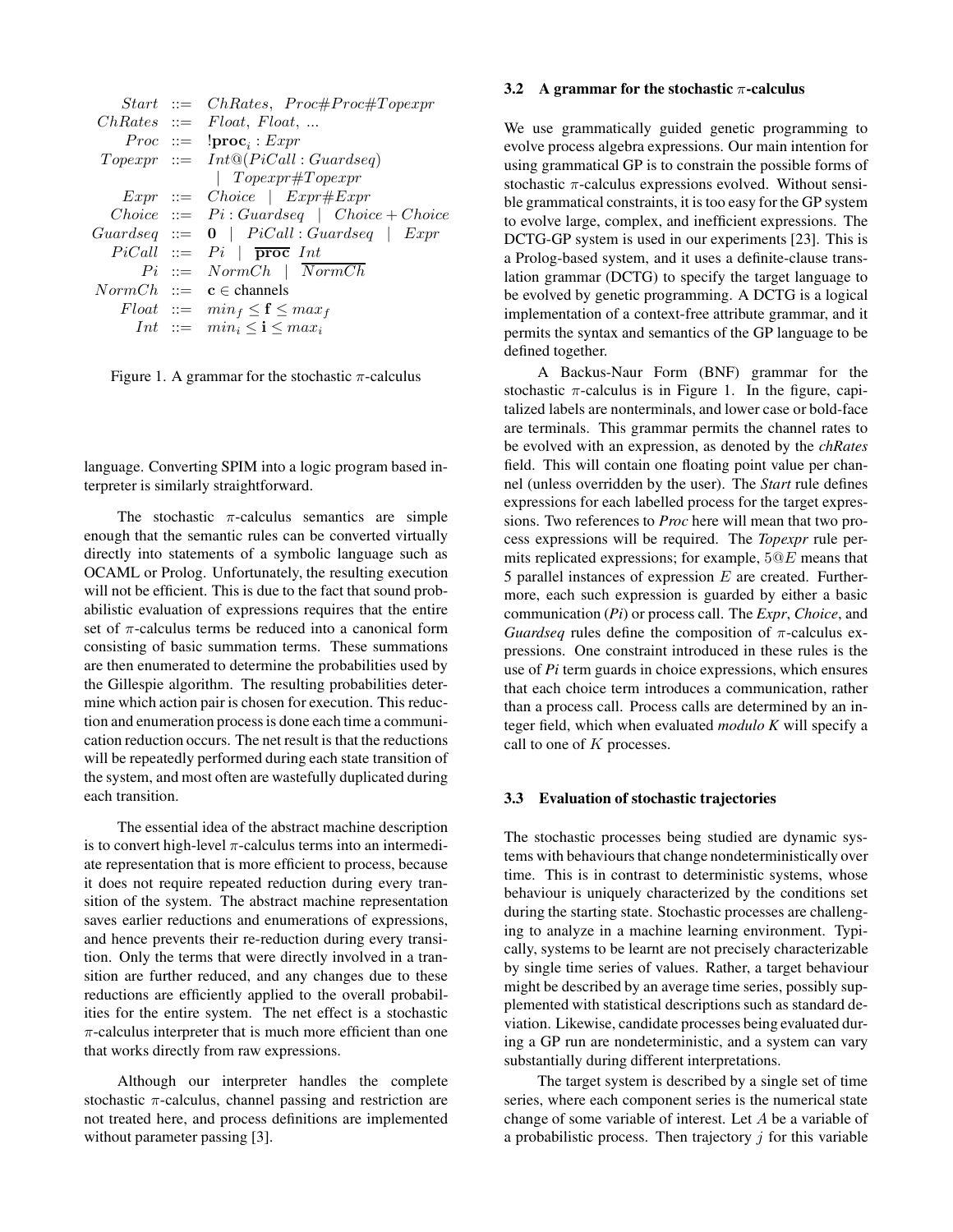$$
\begin{array}{rcl}
Start & ::= & ChRates,\ Proc\#Proc\#Topexpr \\
ChRates & ::= & Float,\ Float,\ ... \\
Proc & ::= & !\mathbf{proc}_i : Expr \\
Topexpr & ::= & Int@(PiCall : Guardseq) \\
 & & \mid\ Topexpr\#Topexpr \\
Expr & ::= & Choice\ \mid\ Expr\#Expr \\
Choice & ::= & Pi : Guardseq\ \mid\ Choice + Choice \\
Guardseq & ::= & \mathbf{0}\ \mid\ PiCall : Guardseq\ \mid\ Expr \\
PiCall & ::= & Pi\ \mid\ \overline{\mathbf{proc}}\ Int \\
Pi & ::= & NormCh\ \mid\ \overline{NormCh} \\
NormCh & ::= & \mathbf{c} \in \text{channels} \\
Float & ::= & min_f \leq \mathbf{f} \leq max_f \\
Int & ::= & min_i \leq \mathbf{i} \leq max_i
\end{array}
$$

Figure 1. A grammar for the stochastic $\pi$-calculus

language. Converting SPIM into a logic program based interpreter is similarly straightforward.

The stochastic $\pi$-calculus semantics are simple enough that the semantic rules can be converted virtually directly into statements of a symbolic language such as OCAML or Prolog. Unfortunately, the resulting execution will not be efficient. This is due to the fact that sound probabilistic evaluation of expressions requires that the entire set of $\pi$-calculus terms be reduced into a canonical form consisting of basic summation terms. These summations are then enumerated to determine the probabilities used by the Gillespie algorithm. The resulting probabilities determine which action pair is chosen for execution. This reduction and enumeration process is done each time a communication reduction occurs. The net result is that the reductions will be repeatedly performed during each state transition of the system, and most often are wastefully duplicated during each transition.

The essential idea of the abstract machine description is to convert high-level $\pi$-calculus terms into an intermediate representation that is more efficient to process, because it does not require repeated reduction during every transition of the system. The abstract machine representation saves earlier reductions and enumerations of expressions, and hence prevents their re-reduction during every transition. Only the terms that were directly involved in a transition are further reduced, and any changes due to these reductions are efficiently applied to the overall probabilities for the entire system. The net effect is a stochastic $\pi$-calculus interpreter that is much more efficient than one that works directly from raw expressions.

Although our interpreter handles the complete stochastic $\pi$-calculus, channel passing and restriction are not treated here, and process definitions are implemented without parameter passing [3].

### 3.2 A grammar for the stochastic $\pi$-calculus

We use grammatically guided genetic programming to evolve process algebra expressions. Our main intention for using grammatical GP is to constrain the possible forms of stochastic $\pi$-calculus expressions evolved. Without sensible grammatical constraints, it is too easy for the GP system to evolve large, complex, and inefficient expressions. The DCTG-GP system is used in our experiments [23]. This is a Prolog-based system, and it uses a definite-clause translation grammar (DCTG) to specify the target language to be evolved by genetic programming. A DCTG is a logical implementation of a context-free attribute grammar, and it permits the syntax and semantics of the GP language to be defined together.

A Backus-Naur Form (BNF) grammar for the stochastic $\pi$-calculus is in Figure 1. In the figure, capitalized labels are nonterminals, and lower case or bold-face are terminals. This grammar permits the channel rates to be evolved with an expression, as denoted by the *chRates* field. This will contain one floating point value per channel (unless overridden by the user). The *Start* rule defines expressions for each labelled process for the target expressions. Two references to *Proc* here will mean that two process expressions will be required. The *Topexpr* rule permits replicated expressions; for example, $5@E$ means that 5 parallel instances of expression $E$ are created. Furthermore, each such expression is guarded by either a basic communication (*Pi*) or process call. The *Expr*, *Choice*, and *Guardseq* rules define the composition of $\pi$-calculus expressions. One constraint introduced in these rules is the use of *Pi* term guards in choice expressions, which ensures that each choice term introduces a communication, rather than a process call. Process calls are determined by an integer field, which when evaluated *modulo K* will specify a call to one of $K$ processes.

### 3.3 Evaluation of stochastic trajectories

The stochastic processes being studied are dynamic systems with behaviours that change nondeterministically over time. This is in contrast to deterministic systems, whose behaviour is uniquely characterized by the conditions set during the starting state. Stochastic processes are challenging to analyze in a machine learning environment. Typically, systems to be learnt are not precisely characterizable by single time series of values. Rather, a target behaviour might be described by an average time series, possibly supplemented with statistical descriptions such as standard deviation. Likewise, candidate processes being evaluated during a GP run are nondeterministic, and a system can vary substantially during different interpretations.

The target system is described by a single set of time series, where each component series is the numerical state change of some variable of interest. Let $A$ be a variable of a probabilistic process. Then trajectory $j$ for this variable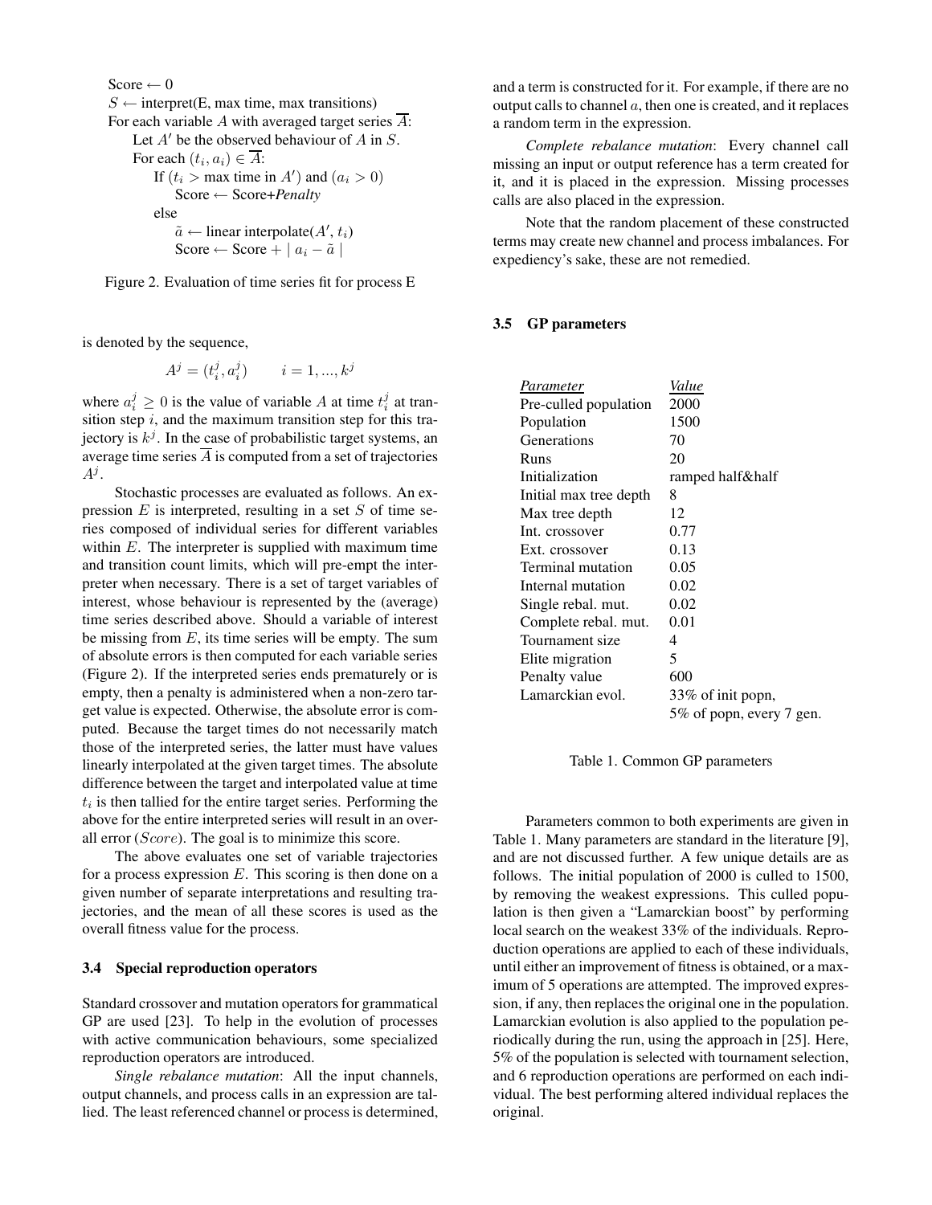```
Score ← 0
S ← interpret(E, max time, max transitions)
For each variable A with averaged target series Ā:
    Let A′ be the observed behaviour of A in S.
    For each (t_i, a_i) ∈ Ā:
        If (t_i > max time in A′) and (a_i > 0)
            Score ← Score+Penalty
        else
            ã ← linear interpolate(A′, t_i)
            Score ← Score + | a_i − ã |
```

Figure 2. Evaluation of time series fit for process E

is denoted by the sequence,

$$A^j = (t_i^j, a_i^j) \qquad i = 1, ..., k^j$$

where $a_i^j \geq 0$ is the value of variable $A$ at time $t_i^j$ at transition step $i$, and the maximum transition step for this trajectory is $k^j$. In the case of probabilistic target systems, an average time series $\overline{A}$ is computed from a set of trajectories $A^j$.

Stochastic processes are evaluated as follows. An expression $E$ is interpreted, resulting in a set $S$ of time series composed of individual series for different variables within $E$. The interpreter is supplied with maximum time and transition count limits, which will pre-empt the interpreter when necessary. There is a set of target variables of interest, whose behaviour is represented by the (average) time series described above. Should a variable of interest be missing from $E$, its time series will be empty. The sum of absolute errors is then computed for each variable series (Figure 2). If the interpreted series ends prematurely or is empty, then a penalty is administered when a non-zero target value is expected. Otherwise, the absolute error is computed. Because the target times do not necessarily match those of the interpreted series, the latter must have values linearly interpolated at the given target times. The absolute difference between the target and interpolated value at time $t_i$ is then tallied for the entire target series. Performing the above for the entire interpreted series will result in an overall error ($Score$). The goal is to minimize this score.

The above evaluates one set of variable trajectories for a process expression $E$. This scoring is then done on a given number of separate interpretations and resulting trajectories, and the mean of all these scores is used as the overall fitness value for the process.

### 3.4 Special reproduction operators

Standard crossover and mutation operators for grammatical GP are used [23]. To help in the evolution of processes with active communication behaviours, some specialized reproduction operators are introduced.

*Single rebalance mutation*: All the input channels, output channels, and process calls in an expression are tallied. The least referenced channel or process is determined, and a term is constructed for it. For example, if there are no output calls to channel $a$, then one is created, and it replaces a random term in the expression.

*Complete rebalance mutation*: Every channel call missing an input or output reference has a term created for it, and it is placed in the expression. Missing processes calls are also placed in the expression.

Note that the random placement of these constructed terms may create new channel and process imbalances. For expediency's sake, these are not remedied.

### 3.5 GP parameters

| *Parameter* | *Value* |
|---|---|
| Pre-culled population | 2000 |
| Population | 1500 |
| Generations | 70 |
| Runs | 20 |
| Initialization | ramped half&half |
| Initial max tree depth | 8 |
| Max tree depth | 12 |
| Int. crossover | 0.77 |
| Ext. crossover | 0.13 |
| Terminal mutation | 0.05 |
| Internal mutation | 0.02 |
| Single rebal. mut. | 0.02 |
| Complete rebal. mut. | 0.01 |
| Tournament size | 4 |
| Elite migration | 5 |
| Penalty value | 600 |
| Lamarckian evol. | 33% of init popn, 5% of popn, every 7 gen. |

Table 1. Common GP parameters

Parameters common to both experiments are given in Table 1. Many parameters are standard in the literature [9], and are not discussed further. A few unique details are as follows. The initial population of 2000 is culled to 1500, by removing the weakest expressions. This culled population is then given a "Lamarckian boost" by performing local search on the weakest 33% of the individuals. Reproduction operations are applied to each of these individuals, until either an improvement of fitness is obtained, or a maximum of 5 operations are attempted. The improved expression, if any, then replaces the original one in the population. Lamarckian evolution is also applied to the population periodically during the run, using the approach in [25]. Here, 5% of the population is selected with tournament selection, and 6 reproduction operations are performed on each individual. The best performing altered individual replaces the original.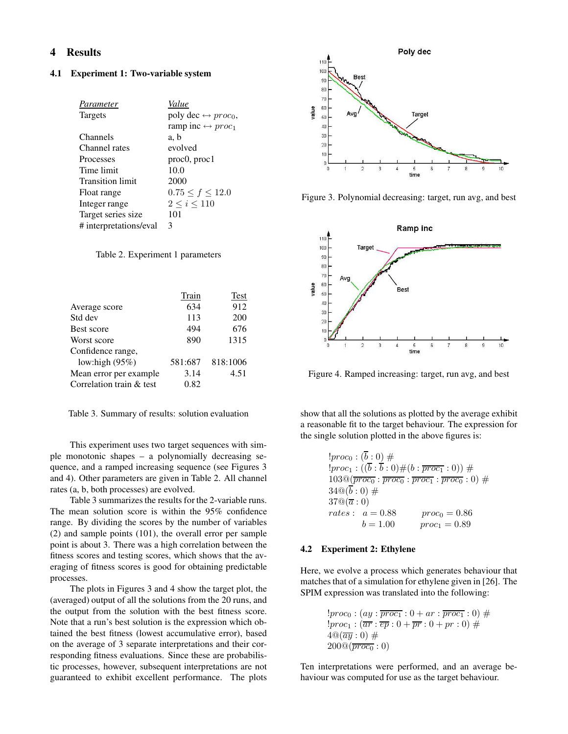## 4 Results

### 4.1 Experiment 1: Two-variable system

| *Parameter* | *Value* |
|---|---|
| Targets | poly dec $\leftrightarrow proc_0$, ramp inc $\leftrightarrow proc_1$ |
| Channels | a, b |
| Channel rates | evolved |
| Processes | proc0, proc1 |
| Time limit | 10.0 |
| Transition limit | 2000 |
| Float range | $0.75 \le f \le 12.0$ |
| Integer range | $2 \le i \le 110$ |
| Target series size | 101 |
| # interpretations/eval | 3 |

Table 2. Experiment 1 parameters

| | Train | Test |
|---|---|---|
| Average score | 634 | 912 |
| Std dev | 113 | 200 |
| Best score | 494 | 676 |
| Worst score | 890 | 1315 |
| Confidence range, low:high (95%) | 581:687 | 818:1006 |
| Mean error per example | 3.14 | 4.51 |
| Correlation train & test | 0.82 | |

Table 3. Summary of results: solution evaluation

This experiment uses two target sequences with simple monotonic shapes – a polynomially decreasing sequence, and a ramped increasing sequence (see Figures 3 and 4). Other parameters are given in Table 2. All channel rates (a, b, both processes) are evolved.

Table 3 summarizes the results for the 2-variable runs. The mean solution score is within the 95% confidence range. By dividing the scores by the number of variables (2) and sample points (101), the overall error per sample point is about 3. There was a high correlation between the fitness scores and testing scores, which shows that the averaging of fitness scores is good for obtaining predictable processes.

The plots in Figures 3 and 4 show the target plot, the (averaged) output of all the solutions from the 20 runs, and the output from the solution with the best fitness score. Note that a run's best solution is the expression which obtained the best fitness (lowest accumulative error), based on the average of 3 separate interpretations and their corresponding fitness evaluations. Since these are probabilistic processes, however, subsequent interpretations are not guaranteed to exhibit excellent performance. The plots show that all the solutions as plotted by the average exhibit a reasonable fit to the target behaviour. The expression for the single solution plotted in the above figures is:

Figure 3. Polynomial decreasing: target, run avg, and best

Figure 4. Ramped increasing: target, run avg, and best

$$
\begin{aligned}
&!proc_0 : (\overline{b} : 0)\ \# \\
&!proc_1 : ((\overline{b} : \overline{b} : 0)\#(b : \overline{proc_1} : 0))\ \# \\
&103@(\overline{proc_0} : \overline{proc_0} : \overline{proc_1} : \overline{proc_0} : 0)\ \# \\
&34@(\overline{b} : 0)\ \# \\
&37@(\overline{a} : 0) \\
&rates: \quad a = 0.88 \qquad proc_0 = 0.86 \\
&\qquad\qquad b = 1.00 \qquad proc_1 = 0.89
\end{aligned}
$$

### 4.2 Experiment 2: Ethylene

Here, we evolve a process which generates behaviour that matches that of a simulation for ethylene given in [26]. The SPIM expression was translated into the following:

$$
\begin{aligned}
&!proc_0 : (ay : \overline{proc_1} : 0 + ar : \overline{proc_1} : 0)\ \# \\
&!proc_1 : (\overline{ar} : \overline{ep} : 0 + \overline{pr} : 0 + pr : 0)\ \# \\
&4@(\overline{ay} : 0)\ \# \\
&200@(\overline{proc_0} : 0)
\end{aligned}
$$

Ten interpretations were performed, and an average behaviour was computed for use as the target behaviour.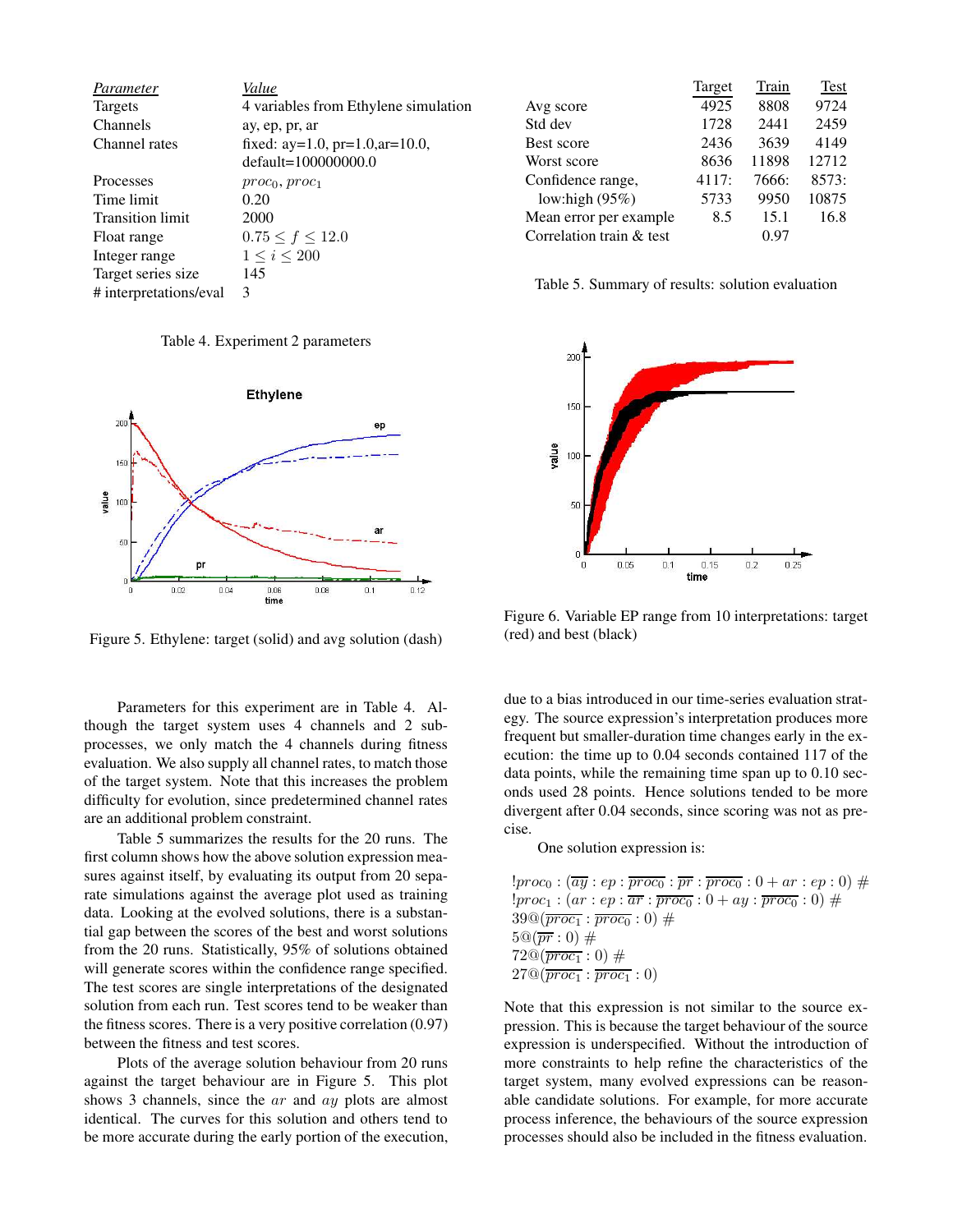| *Parameter* | *Value* |
|---|---|
| Targets | 4 variables from Ethylene simulation |
| Channels | ay, ep, pr, ar |
| Channel rates | fixed: ay=1.0, pr=1.0,ar=10.0, default=100000000.0 |
| Processes | $proc_0$, $proc_1$ |
| Time limit | 0.20 |
| Transition limit | 2000 |
| Float range | $0.75 \leq f \leq 12.0$ |
| Integer range | $1 \leq i \leq 200$ |
| Target series size | 145 |
| # interpretations/eval | 3 |

Table 4. Experiment 2 parameters

Figure 5. Ethylene: target (solid) and avg solution (dash)

Parameters for this experiment are in Table 4. Although the target system uses 4 channels and 2 subprocesses, we only match the 4 channels during fitness evaluation. We also supply all channel rates, to match those of the target system. Note that this increases the problem difficulty for evolution, since predetermined channel rates are an additional problem constraint.

Table 5 summarizes the results for the 20 runs. The first column shows how the above solution expression measures against itself, by evaluating its output from 20 separate simulations against the average plot used as training data. Looking at the evolved solutions, there is a substantial gap between the scores of the best and worst solutions from the 20 runs. Statistically, 95% of solutions obtained will generate scores within the confidence range specified. The test scores are single interpretations of the designated solution from each run. Test scores tend to be weaker than the fitness scores. There is a very positive correlation (0.97) between the fitness and test scores.

Plots of the average solution behaviour from 20 runs against the target behaviour are in Figure 5. This plot shows 3 channels, since the $ar$ and $ay$ plots are almost identical. The curves for this solution and others tend to be more accurate during the early portion of the execution,

| | Target | Train | Test |
|---|---|---|---|
| Avg score | 4925 | 8808 | 9724 |
| Std dev | 1728 | 2441 | 2459 |
| Best score | 2436 | 3639 | 4149 |
| Worst score | 8636 | 11898 | 12712 |
| Confidence range, low:high (95%) | 4117: 5733 | 7666: 9950 | 8573: 10875 |
| Mean error per example | 8.5 | 15.1 | 16.8 |
| Correlation train & test | | 0.97 | |

Table 5. Summary of results: solution evaluation

Figure 6. Variable EP range from 10 interpretations: target (red) and best (black)

due to a bias introduced in our time-series evaluation strategy. The source expression's interpretation produces more frequent but smaller-duration time changes early in the execution: the time up to 0.04 seconds contained 117 of the data points, while the remaining time span up to 0.10 seconds used 28 points. Hence solutions tended to be more divergent after 0.04 seconds, since scoring was not as precise.

One solution expression is:

$$!proc_0 : (\overline{ay} : ep : \overline{proc_0} : \overline{pr} : \overline{proc_0} : 0 + ar : ep : 0) \ \#$$
$$!proc_1 : (ar : ep : \overline{ar} : \overline{proc_0} : 0 + ay : \overline{proc_0} : 0) \ \#$$
$$39@(\overline{proc_1} : \overline{proc_0} : 0) \ \#$$
$$5@(\overline{pr} : 0) \ \#$$
$$72@(\overline{proc_1} : 0) \ \#$$
$$27@(\overline{proc_1} : \overline{proc_1} : 0)$$

Note that this expression is not similar to the source expression. This is because the target behaviour of the source expression is underspecified. Without the introduction of more constraints to help refine the characteristics of the target system, many evolved expressions can be reasonable candidate solutions. For example, for more accurate process inference, the behaviours of the source expression processes should also be included in the fitness evaluation.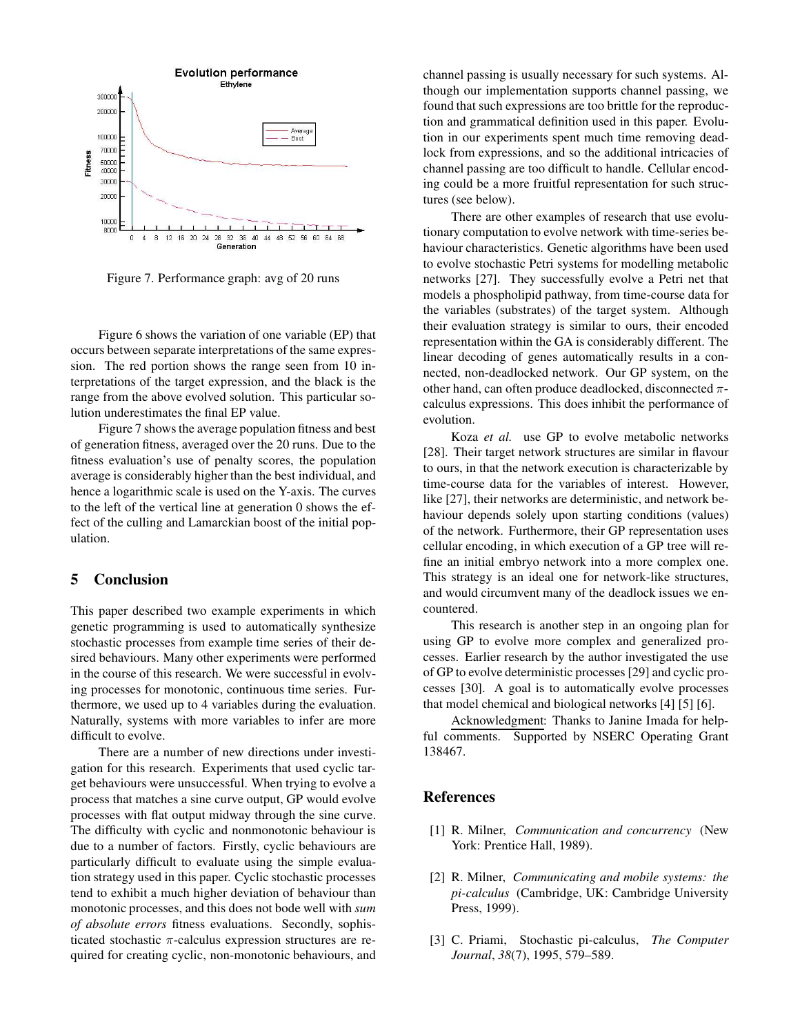Figure 7. Performance graph: avg of 20 runs

Figure 6 shows the variation of one variable (EP) that occurs between separate interpretations of the same expression. The red portion shows the range seen from 10 interpretations of the target expression, and the black is the range from the above evolved solution. This particular solution underestimates the final EP value.

Figure 7 shows the average population fitness and best of generation fitness, averaged over the 20 runs. Due to the fitness evaluation's use of penalty scores, the population average is considerably higher than the best individual, and hence a logarithmic scale is used on the Y-axis. The curves to the left of the vertical line at generation 0 shows the effect of the culling and Lamarckian boost of the initial population.

## 5 Conclusion

This paper described two example experiments in which genetic programming is used to automatically synthesize stochastic processes from example time series of their desired behaviours. Many other experiments were performed in the course of this research. We were successful in evolving processes for monotonic, continuous time series. Furthermore, we used up to 4 variables during the evaluation. Naturally, systems with more variables to infer are more difficult to evolve.

There are a number of new directions under investigation for this research. Experiments that used cyclic target behaviours were unsuccessful. When trying to evolve a process that matches a sine curve output, GP would evolve processes with flat output midway through the sine curve. The difficulty with cyclic and nonmonotonic behaviour is due to a number of factors. Firstly, cyclic behaviours are particularly difficult to evaluate using the simple evaluation strategy used in this paper. Cyclic stochastic processes tend to exhibit a much higher deviation of behaviour than monotonic processes, and this does not bode well with *sum of absolute errors* fitness evaluations. Secondly, sophisticated stochastic $\pi$-calculus expression structures are required for creating cyclic, non-monotonic behaviours, and channel passing is usually necessary for such systems. Although our implementation supports channel passing, we found that such expressions are too brittle for the reproduction and grammatical definition used in this paper. Evolution in our experiments spent much time removing deadlock from expressions, and so the additional intricacies of channel passing are too difficult to handle. Cellular encoding could be a more fruitful representation for such structures (see below).

There are other examples of research that use evolutionary computation to evolve network with time-series behaviour characteristics. Genetic algorithms have been used to evolve stochastic Petri systems for modelling metabolic networks [27]. They successfully evolve a Petri net that models a phospholipid pathway, from time-course data for the variables (substrates) of the target system. Although their evaluation strategy is similar to ours, their encoded representation within the GA is considerably different. The linear decoding of genes automatically results in a connected, non-deadlocked network. Our GP system, on the other hand, can often produce deadlocked, disconnected $\pi$-calculus expressions. This does inhibit the performance of evolution.

Koza *et al.* use GP to evolve metabolic networks [28]. Their target network structures are similar in flavour to ours, in that the network execution is characterizable by time-course data for the variables of interest. However, like [27], their networks are deterministic, and network behaviour depends solely upon starting conditions (values) of the network. Furthermore, their GP representation uses cellular encoding, in which execution of a GP tree will refine an initial embryo network into a more complex one. This strategy is an ideal one for network-like structures, and would circumvent many of the deadlock issues we encountered.

This research is another step in an ongoing plan for using GP to evolve more complex and generalized processes. Earlier research by the author investigated the use of GP to evolve deterministic processes [29] and cyclic processes [30]. A goal is to automatically evolve processes that model chemical and biological networks [4] [5] [6].

Acknowledgment: Thanks to Janine Imada for helpful comments. Supported by NSERC Operating Grant 138467.

## References

[1] R. Milner, *Communication and concurrency* (New York: Prentice Hall, 1989).

[2] R. Milner, *Communicating and mobile systems: the pi-calculus* (Cambridge, UK: Cambridge University Press, 1999).

[3] C. Priami, Stochastic pi-calculus, *The Computer Journal*, *38*(7), 1995, 579–589.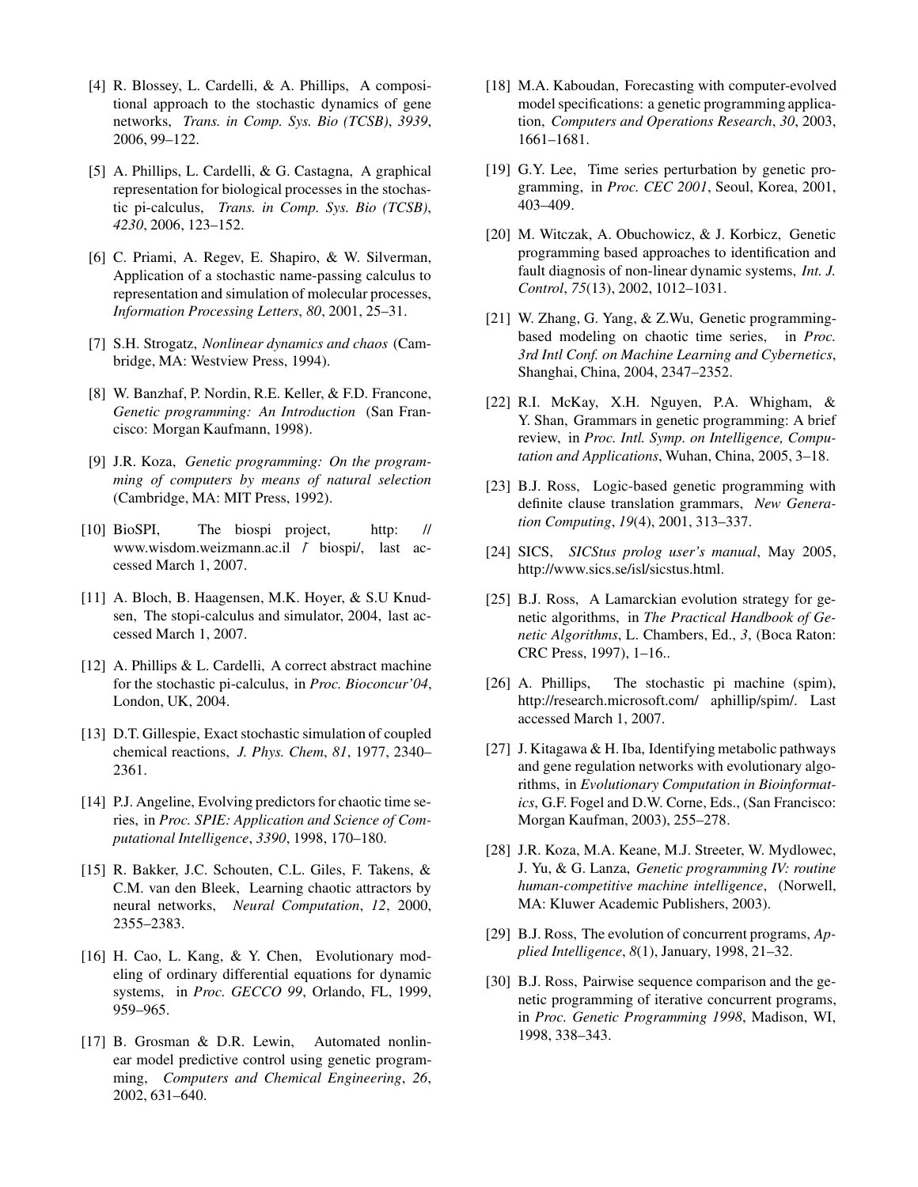[4] R. Blossey, L. Cardelli, & A. Phillips, A compositional approach to the stochastic dynamics of gene networks, *Trans. in Comp. Sys. Bio (TCSB)*, *3939*, 2006, 99–122.

[5] A. Phillips, L. Cardelli, & G. Castagna, A graphical representation for biological processes in the stochastic pi-calculus, *Trans. in Comp. Sys. Bio (TCSB)*, *4230*, 2006, 123–152.

[6] C. Priami, A. Regev, E. Shapiro, & W. Silverman, Application of a stochastic name-passing calculus to representation and simulation of molecular processes, *Information Processing Letters*, *80*, 2001, 25–31.

[7] S.H. Strogatz, *Nonlinear dynamics and chaos* (Cambridge, MA: Westview Press, 1994).

[8] W. Banzhaf, P. Nordin, R.E. Keller, & F.D. Francone, *Genetic programming: An Introduction* (San Francisco: Morgan Kaufmann, 1998).

[9] J.R. Koza, *Genetic programming: On the programming of computers by means of natural selection* (Cambridge, MA: MIT Press, 1992).

[10] BioSPI, The biospi project, http: // www.wisdom.weizmann.ac.il / biospi/, last accessed March 1, 2007.

[11] A. Bloch, B. Haagensen, M.K. Hoyer, & S.U Knudsen, The stopi-calculus and simulator, 2004, last accessed March 1, 2007.

[12] A. Phillips & L. Cardelli, A correct abstract machine for the stochastic pi-calculus, in *Proc. Bioconcur'04*, London, UK, 2004.

[13] D.T. Gillespie, Exact stochastic simulation of coupled chemical reactions, *J. Phys. Chem*, *81*, 1977, 2340–2361.

[14] P.J. Angeline, Evolving predictors for chaotic time series, in *Proc. SPIE: Application and Science of Computational Intelligence*, *3390*, 1998, 170–180.

[15] R. Bakker, J.C. Schouten, C.L. Giles, F. Takens, & C.M. van den Bleek, Learning chaotic attractors by neural networks, *Neural Computation*, *12*, 2000, 2355–2383.

[16] H. Cao, L. Kang, & Y. Chen, Evolutionary modeling of ordinary differential equations for dynamic systems, in *Proc. GECCO 99*, Orlando, FL, 1999, 959–965.

[17] B. Grosman & D.R. Lewin, Automated nonlinear model predictive control using genetic programming, *Computers and Chemical Engineering*, *26*, 2002, 631–640.

[18] M.A. Kaboudan, Forecasting with computer-evolved model specifications: a genetic programming application, *Computers and Operations Research*, *30*, 2003, 1661–1681.

[19] G.Y. Lee, Time series perturbation by genetic programming, in *Proc. CEC 2001*, Seoul, Korea, 2001, 403–409.

[20] M. Witczak, A. Obuchowicz, & J. Korbicz, Genetic programming based approaches to identification and fault diagnosis of non-linear dynamic systems, *Int. J. Control*, *75*(13), 2002, 1012–1031.

[21] W. Zhang, G. Yang, & Z.Wu, Genetic programming-based modeling on chaotic time series, in *Proc. 3rd Intl Conf. on Machine Learning and Cybernetics*, Shanghai, China, 2004, 2347–2352.

[22] R.I. McKay, X.H. Nguyen, P.A. Whigham, & Y. Shan, Grammars in genetic programming: A brief review, in *Proc. Intl. Symp. on Intelligence, Computation and Applications*, Wuhan, China, 2005, 3–18.

[23] B.J. Ross, Logic-based genetic programming with definite clause translation grammars, *New Generation Computing*, *19*(4), 2001, 313–337.

[24] SICS, *SICStus prolog user's manual*, May 2005, http://www.sics.se/isl/sicstus.html.

[25] B.J. Ross, A Lamarckian evolution strategy for genetic algorithms, in *The Practical Handbook of Genetic Algorithms*, L. Chambers, Ed., *3*, (Boca Raton: CRC Press, 1997), 1–16..

[26] A. Phillips, The stochastic pi machine (spim), http://research.microsoft.com/ aphillip/spim/. Last accessed March 1, 2007.

[27] J. Kitagawa & H. Iba, Identifying metabolic pathways and gene regulation networks with evolutionary algorithms, in *Evolutionary Computation in Bioinformatics*, G.F. Fogel and D.W. Corne, Eds., (San Francisco: Morgan Kaufman, 2003), 255–278.

[28] J.R. Koza, M.A. Keane, M.J. Streeter, W. Mydlowec, J. Yu, & G. Lanza, *Genetic programming IV: routine human-competitive machine intelligence*, (Norwell, MA: Kluwer Academic Publishers, 2003).

[29] B.J. Ross, The evolution of concurrent programs, *Applied Intelligence*, *8*(1), January, 1998, 21–32.

[30] B.J. Ross, Pairwise sequence comparison and the genetic programming of iterative concurrent programs, in *Proc. Genetic Programming 1998*, Madison, WI, 1998, 338–343.